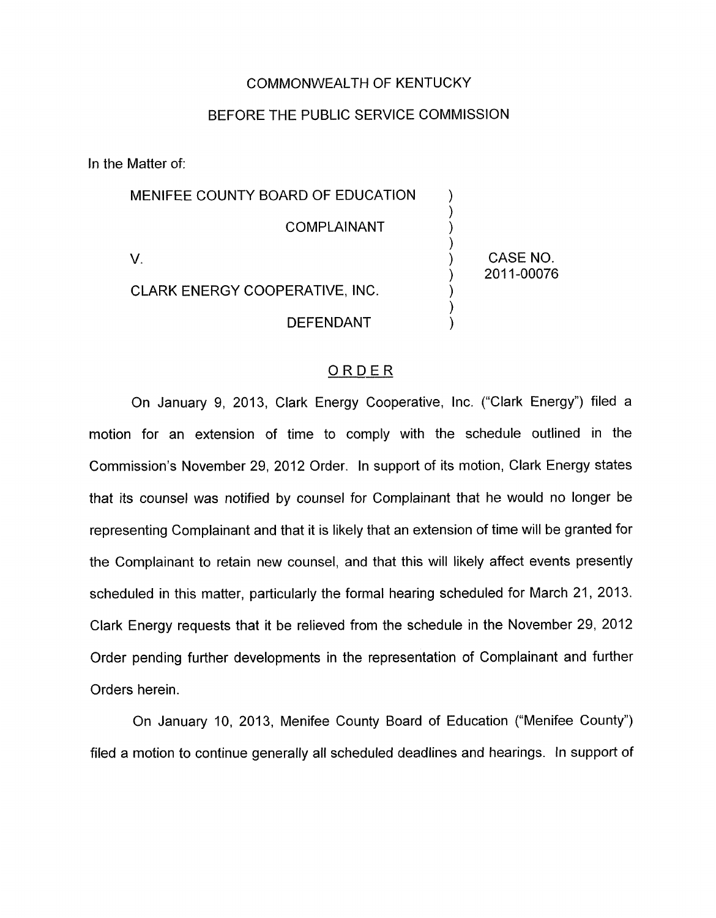COMMONWEALTH OF KENTUCKY

BEFORE THE PUBLIC SERVICE COMMISSION

In the Matter of:

| | | |
|---|---|---|
| MENIFEE COUNTY BOARD OF EDUCATION | ) | |
| COMPLAINANT | ) | |
| V. | ) | CASE NO. 2011-00076 |
| CLARK ENERGY COOPERATIVE, INC. | ) | |
| DEFENDANT | ) | |

## ORDER

On January 9, 2013, Clark Energy Cooperative, Inc. ("Clark Energy") filed a motion for an extension of time to comply with the schedule outlined in the Commission's November 29, 2012 Order. In support of its motion, Clark Energy states that its counsel was notified by counsel for Complainant that he would no longer be representing Complainant and that it is likely that an extension of time will be granted for the Complainant to retain new counsel, and that this will likely affect events presently scheduled in this matter, particularly the formal hearing scheduled for March 21, 2013. Clark Energy requests that it be relieved from the schedule in the November 29, 2012 Order pending further developments in the representation of Complainant and further Orders herein.

On January 10, 2013, Menifee County Board of Education ("Menifee County") filed a motion to continue generally all scheduled deadlines and hearings. In support of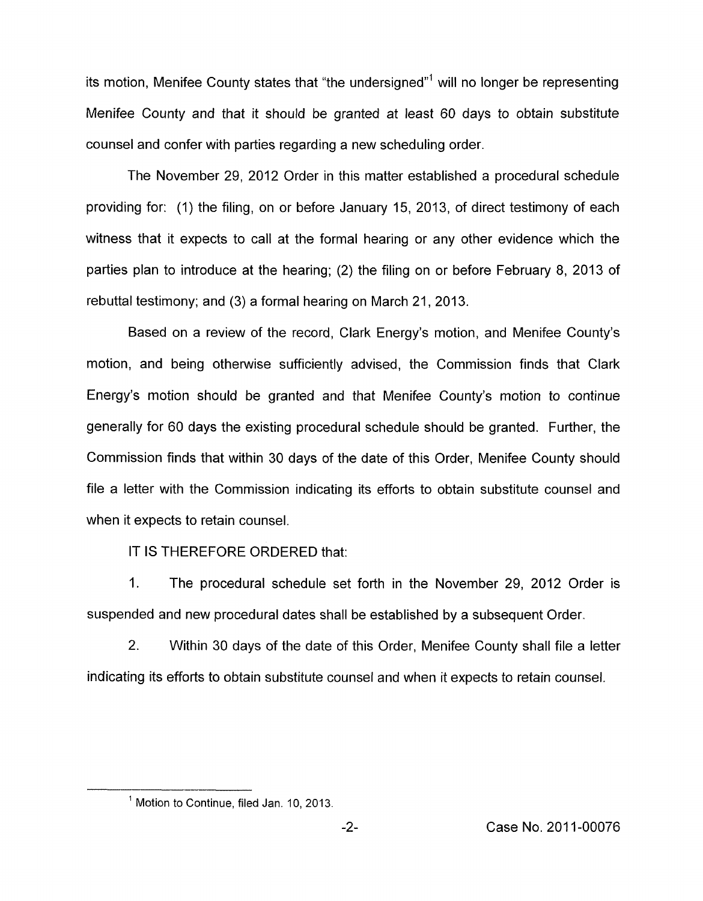its motion, Menifee County states that "the undersigned"[1] will no longer be representing Menifee County and that it should be granted at least 60 days to obtain substitute counsel and confer with parties regarding a new scheduling order.

The November 29, 2012 Order in this matter established a procedural schedule providing for: (1) the filing, on or before January 15, 2013, of direct testimony of each witness that it expects to call at the formal hearing or any other evidence which the parties plan to introduce at the hearing; (2) the filing on or before February 8, 2013 of rebuttal testimony; and (3) a formal hearing on March 21, 2013.

Based on a review of the record, Clark Energy's motion, and Menifee County's motion, and being otherwise sufficiently advised, the Commission finds that Clark Energy's motion should be granted and that Menifee County's motion to continue generally for 60 days the existing procedural schedule should be granted. Further, the Commission finds that within 30 days of the date of this Order, Menifee County should file a letter with the Commission indicating its efforts to obtain substitute counsel and when it expects to retain counsel.

IT IS THEREFORE ORDERED that:

1. The procedural schedule set forth in the November 29, 2012 Order is suspended and new procedural dates shall be established by a subsequent Order.

2. Within 30 days of the date of this Order, Menifee County shall file a letter indicating its efforts to obtain substitute counsel and when it expects to retain counsel.

[1] Motion to Continue, filed Jan. 10, 2013.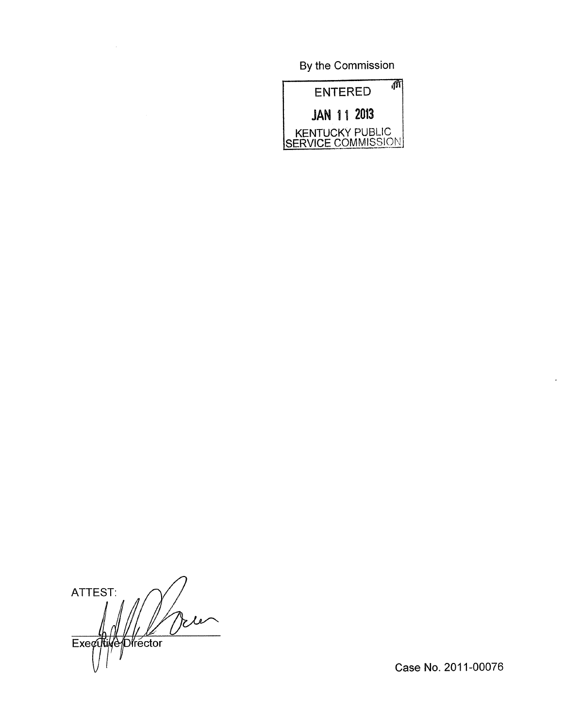By the Commission

ENTERED

JAN 11 2013

KENTUCKY PUBLIC SERVICE COMMISSION

ATTEST:

Executive Director

Case No. 2011-00076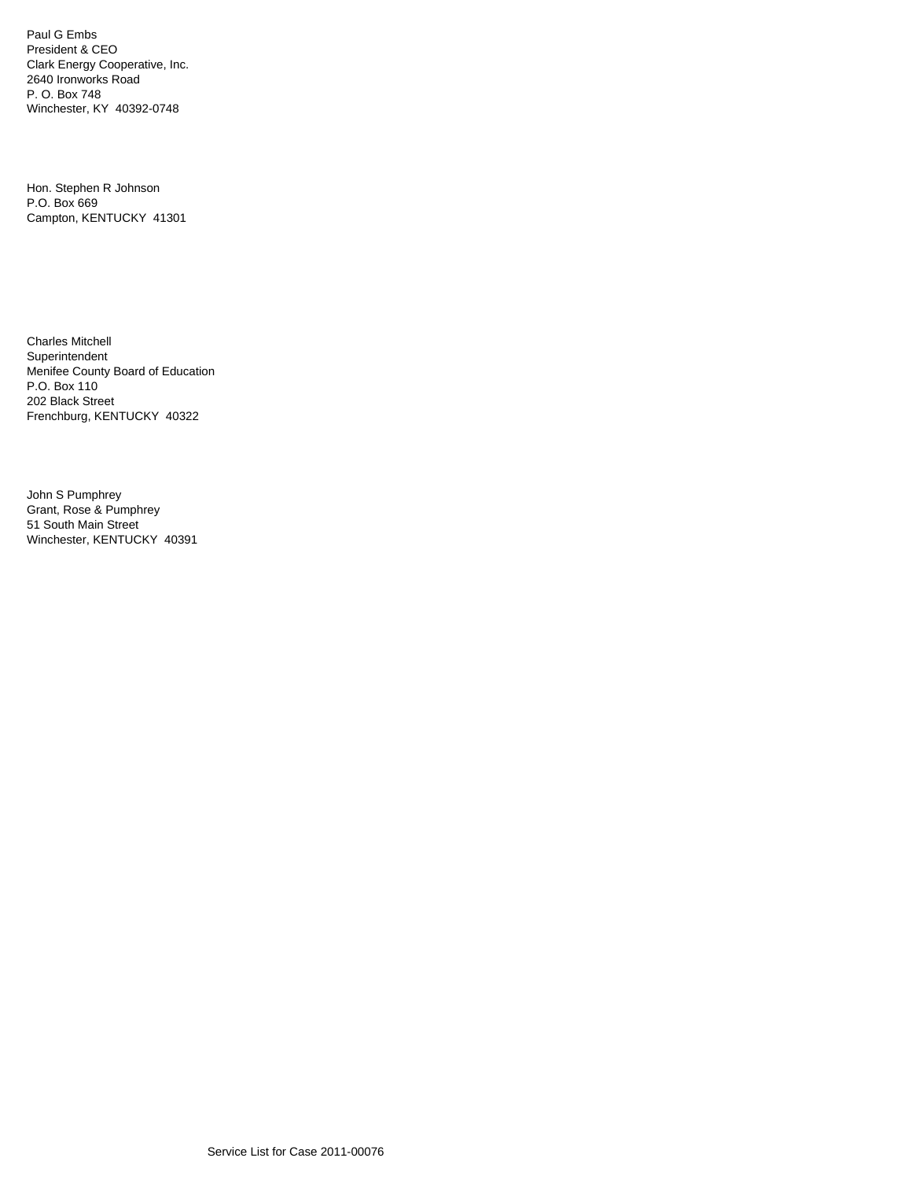Paul G Embs
President & CEO
Clark Energy Cooperative, Inc.
2640 Ironworks Road
P. O. Box 748
Winchester, KY  40392-0748

Hon. Stephen R Johnson
P.O. Box 669
Campton, KENTUCKY  41301

Charles Mitchell
Superintendent
Menifee County Board of Education
P.O. Box 110
202 Black Street
Frenchburg, KENTUCKY  40322

John S Pumphrey
Grant, Rose & Pumphrey
51 South Main Street
Winchester, KENTUCKY  40391

Service List for Case 2011-00076